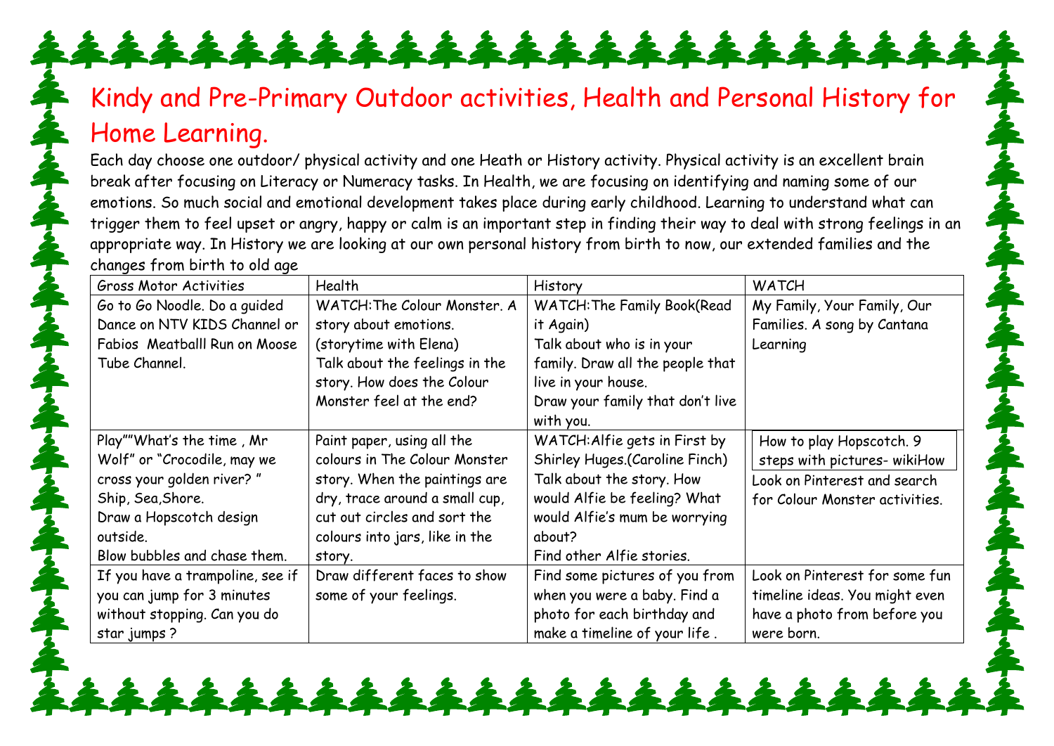# Kindy and Pre-Primary Outdoor activities, Health and Personal History for Home Learning.

Each day choose one outdoor/ physical activity and one Heath or History activity. Physical activity is an excellent brain break after focusing on Literacy or Numeracy tasks. In Health, we are focusing on identifying and naming some of our emotions. So much social and emotional development takes place during early childhood. Learning to understand what can trigger them to feel upset or angry, happy or calm is an important step in finding their way to deal with strong feelings in an appropriate way. In History we are looking at our own personal history from birth to now, our extended families and the changes from birth to old age

| Gross Motor Activities | Health | History | WATCH |
|---|---|---|---|
| Go to Go Noodle. Do a guided Dance on NTV KIDS Channel or Fabios Meatballl Run on Moose Tube Channel. | WATCH:The Colour Monster. A story about emotions. (storytime with Elena)<br>Talk about the feelings in the story. How does the Colour Monster feel at the end? | WATCH:The Family Book(Read it Again)<br>Talk about who is in your family. Draw all the people that live in your house.<br>Draw your family that don't live with you. | My Family, Your Family, Our Families. A song by Cantana Learning |
| Play""What's the time , Mr Wolf" or "Crocodile, may we cross your golden river? " Ship, Sea,Shore.<br>Draw a Hopscotch design outside.<br>Blow bubbles and chase them. | Paint paper, using all the colours in The Colour Monster story. When the paintings are dry, trace around a small cup, cut out circles and sort the colours into jars, like in the story. | WATCH:Alfie gets in First by Shirley Huges.(Caroline Finch)<br>Talk about the story. How would Alfie be feeling? What would Alfie's mum be worrying about?<br>Find other Alfie stories. | How to play Hopscotch. 9 steps with pictures- wikiHow<br>Look on Pinterest and search for Colour Monster activities. |
| If you have a trampoline, see if you can jump for 3 minutes without stopping. Can you do star jumps ? | Draw different faces to show some of your feelings. | Find some pictures of you from when you were a baby. Find a photo for each birthday and make a timeline of your life . | Look on Pinterest for some fun timeline ideas. You might even have a photo from before you were born. |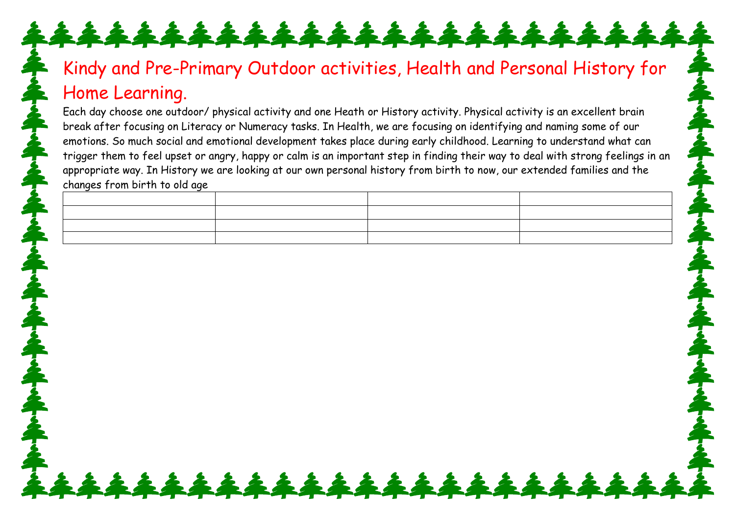# Kindy and Pre-Primary Outdoor activities, Health and Personal History for Home Learning.

Each day choose one outdoor/ physical activity and one Heath or History activity. Physical activity is an excellent brain break after focusing on Literacy or Numeracy tasks. In Health, we are focusing on identifying and naming some of our emotions. So much social and emotional development takes place during early childhood. Learning to understand what can trigger them to feel upset or angry, happy or calm is an important step in finding their way to deal with strong feelings in an appropriate way. In History we are looking at our own personal history from birth to now, our extended families and the changes from birth to old age

| | | | |
|---|---|---|---|
| | | | |
| | | | |
| | | | |